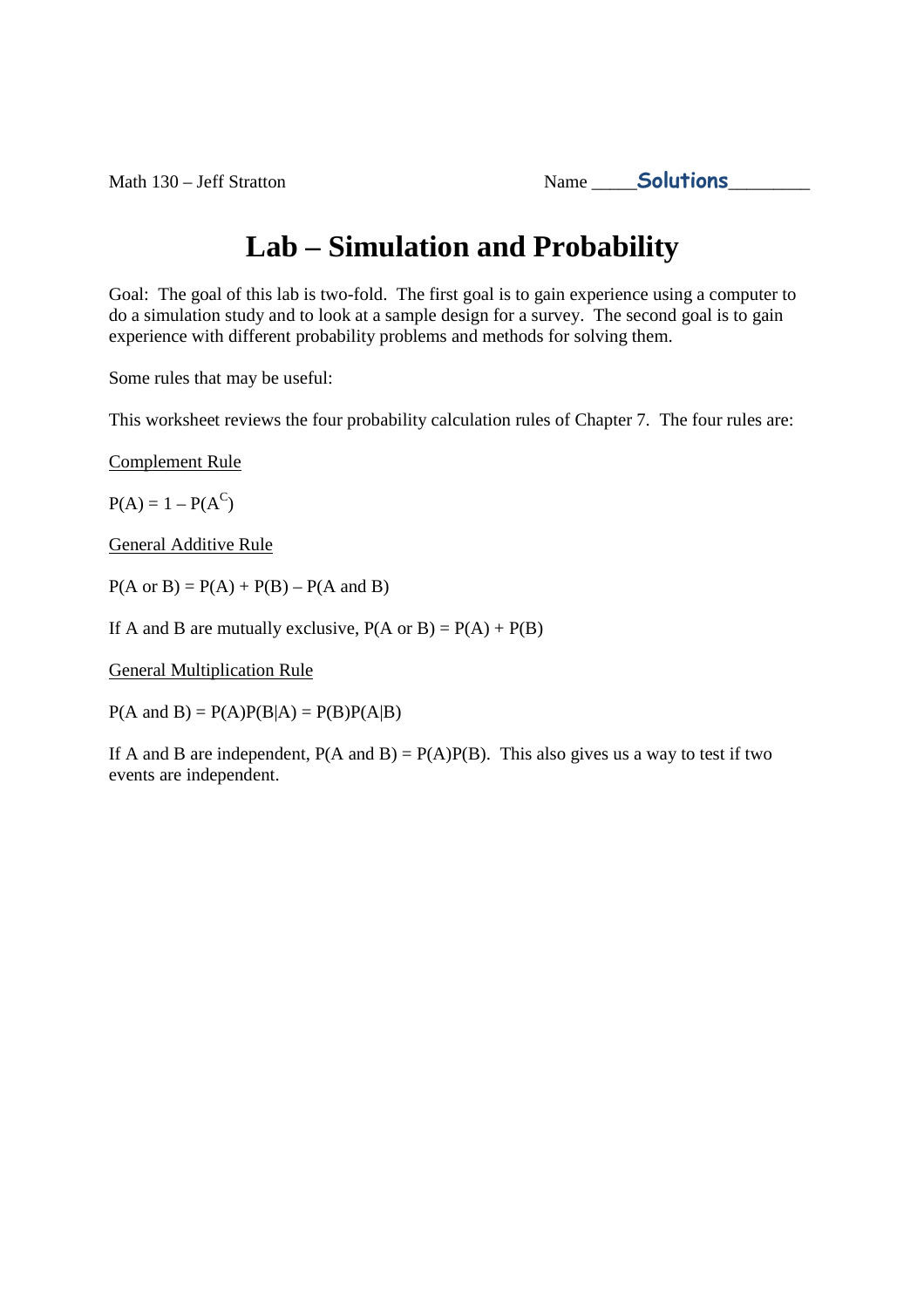Math 130 – Jeff Stratton Name _____**Solutions**_________

# Lab – Simulation and Probability

Goal: The goal of this lab is two-fold. The first goal is to gain experience using a computer to do a simulation study and to look at a sample design for a survey. The second goal is to gain experience with different probability problems and methods for solving them.

Some rules that may be useful:

This worksheet reviews the four probability calculation rules of Chapter 7. The four rules are:

<u>Complement Rule</u>

$P(A) = 1 - P(A^C)$

<u>General Additive Rule</u>

$P(A \text{ or } B) = P(A) + P(B) - P(A \text{ and } B)$

If A and B are mutually exclusive, $P(A \text{ or } B) = P(A) + P(B)$

<u>General Multiplication Rule</u>

$P(A \text{ and } B) = P(A)P(B|A) = P(B)P(A|B)$

If A and B are independent, $P(A \text{ and } B) = P(A)P(B)$. This also gives us a way to test if two events are independent.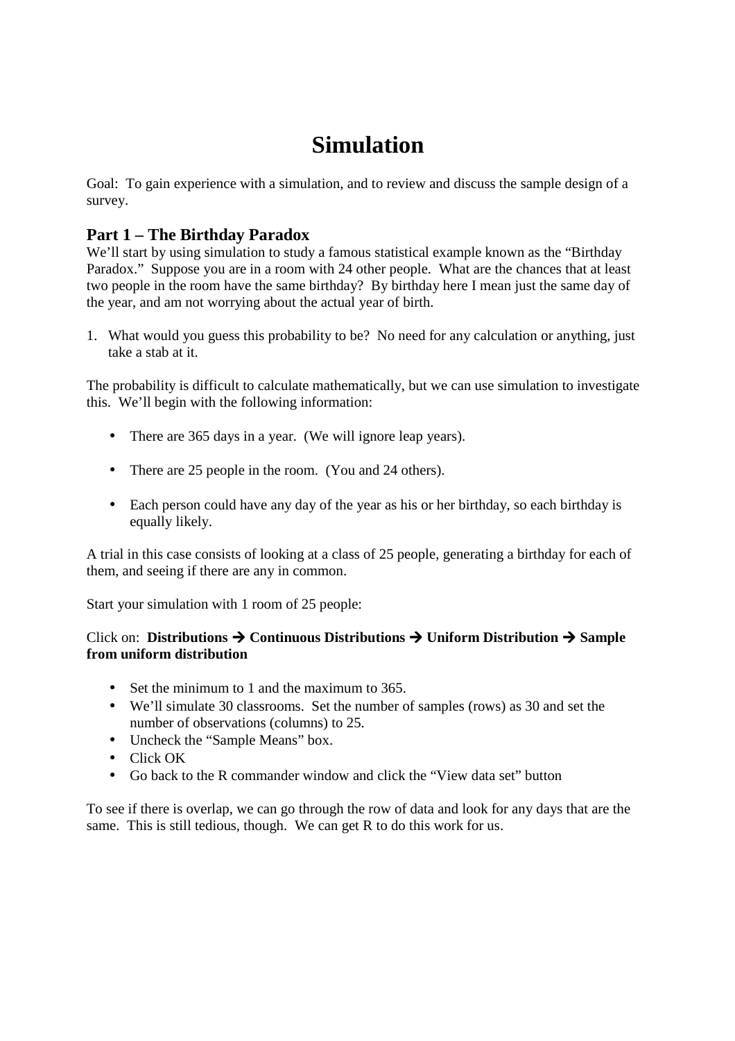# Simulation

Goal: To gain experience with a simulation, and to review and discuss the sample design of a survey.

## Part 1 – The Birthday Paradox

We'll start by using simulation to study a famous statistical example known as the "Birthday Paradox." Suppose you are in a room with 24 other people. What are the chances that at least two people in the room have the same birthday? By birthday here I mean just the same day of the year, and am not worrying about the actual year of birth.

1. What would you guess this probability to be? No need for any calculation or anything, just take a stab at it.

The probability is difficult to calculate mathematically, but we can use simulation to investigate this. We'll begin with the following information:

- There are 365 days in a year. (We will ignore leap years).
- There are 25 people in the room. (You and 24 others).
- Each person could have any day of the year as his or her birthday, so each birthday is equally likely.

A trial in this case consists of looking at a class of 25 people, generating a birthday for each of them, and seeing if there are any in common.

Start your simulation with 1 room of 25 people:

Click on: **Distributions → Continuous Distributions → Uniform Distribution → Sample from uniform distribution**

- Set the minimum to 1 and the maximum to 365.
- We'll simulate 30 classrooms. Set the number of samples (rows) as 30 and set the number of observations (columns) to 25.
- Uncheck the "Sample Means" box.
- Click OK
- Go back to the R commander window and click the "View data set" button

To see if there is overlap, we can go through the row of data and look for any days that are the same. This is still tedious, though. We can get R to do this work for us.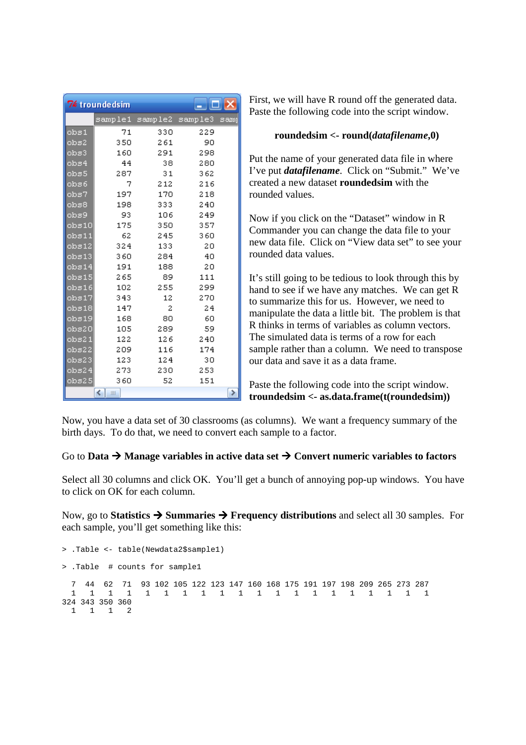| | sample1 | sample2 | sample3 |
|---|---|---|---|
| obs1 | 71 | 330 | 229 |
| obs2 | 350 | 261 | 90 |
| obs3 | 160 | 291 | 298 |
| obs4 | 44 | 38 | 280 |
| obs5 | 287 | 31 | 362 |
| obs6 | 7 | 212 | 216 |
| obs7 | 197 | 170 | 218 |
| obs8 | 198 | 333 | 240 |
| obs9 | 93 | 106 | 249 |
| obs10 | 175 | 350 | 357 |
| obs11 | 62 | 245 | 360 |
| obs12 | 324 | 133 | 20 |
| obs13 | 360 | 284 | 40 |
| obs14 | 191 | 188 | 20 |
| obs15 | 265 | 89 | 111 |
| obs16 | 102 | 255 | 299 |
| obs17 | 343 | 12 | 270 |
| obs18 | 147 | 2 | 24 |
| obs19 | 168 | 80 | 60 |
| obs20 | 105 | 289 | 59 |
| obs21 | 122 | 126 | 240 |
| obs22 | 209 | 116 | 174 |
| obs23 | 123 | 124 | 30 |
| obs24 | 273 | 230 | 253 |
| obs25 | 360 | 52 | 151 |

First, we will have R round off the generated data. Paste the following code into the script window.

**roundedsim <- round(*datafilename*,0)**

Put the name of your generated data file in where I've put ***datafilename***. Click on "Submit." We've created a new dataset **roundedsim** with the rounded values.

Now if you click on the "Dataset" window in R Commander you can change the data file to your new data file. Click on "View data set" to see your rounded data values.

It's still going to be tedious to look through this by hand to see if we have any matches. We can get R to summarize this for us. However, we need to manipulate the data a little bit. The problem is that R thinks in terms of variables as column vectors. The simulated data is terms of a row for each sample rather than a column. We need to transpose our data and save it as a data frame.

Paste the following code into the script window.
**troundedsim <- as.data.frame(t(roundedsim))**

Now, you have a data set of 30 classrooms (as columns). We want a frequency summary of the birth days. To do that, we need to convert each sample to a factor.

Go to **Data → Manage variables in active data set → Convert numeric variables to factors**

Select all 30 columns and click OK. You'll get a bunch of annoying pop-up windows. You have to click on OK for each column.

Now, go to **Statistics → Summaries → Frequency distributions** and select all 30 samples. For each sample, you'll get something like this:

```
> .Table <- table(Newdata2$sample1)

> .Table  # counts for sample1

  7  44  62  71  93 102 105 122 123 147 160 168 175 191 197 198 209 265 273 287
  1   1   1   1   1   1   1   1   1   1   1   1   1   1   1   1   1   1   1   1
324 343 350 360
  1   1   1   2
```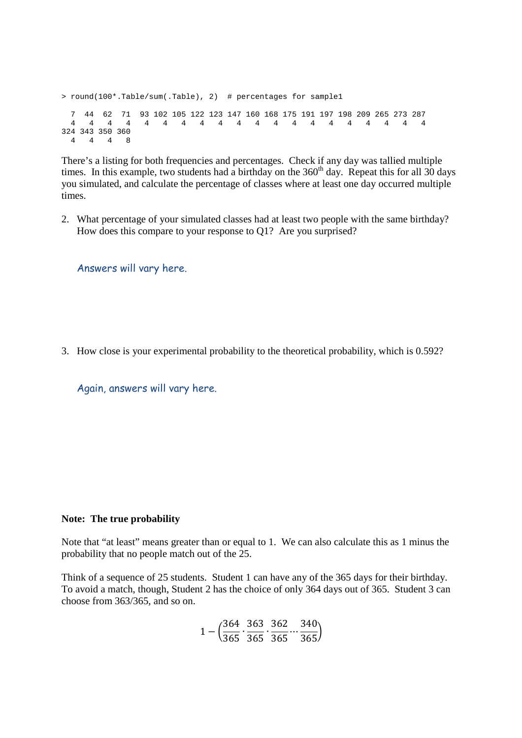```
> round(100*.Table/sum(.Table), 2)  # percentages for sample1

  7  44  62  71  93 102 105 122 123 147 160 168 175 191 197 198 209 265 273 287
  4   4   4   4   4   4   4   4   4   4   4   4   4   4   4   4   4   4   4   4
324 343 350 360
  4   4   4   8
```

There's a listing for both frequencies and percentages. Check if any day was tallied multiple times. In this example, two students had a birthday on the 360th day. Repeat this for all 30 days you simulated, and calculate the percentage of classes where at least one day occurred multiple times.

2. What percentage of your simulated classes had at least two people with the same birthday? How does this compare to your response to Q1? Are you surprised?

   *Answers will vary here.*

3. How close is your experimental probability to the theoretical probability, which is 0.592?

   *Again, answers will vary here.*

**Note: The true probability**

Note that "at least" means greater than or equal to 1. We can also calculate this as 1 minus the probability that no people match out of the 25.

Think of a sequence of 25 students. Student 1 can have any of the 365 days for their birthday. To avoid a match, though, Student 2 has the choice of only 364 days out of 365. Student 3 can choose from 363/365, and so on.

$$1 - \left(\frac{364}{365} \cdot \frac{363}{365} \cdot \frac{362}{365} \cdots \frac{340}{365}\right)$$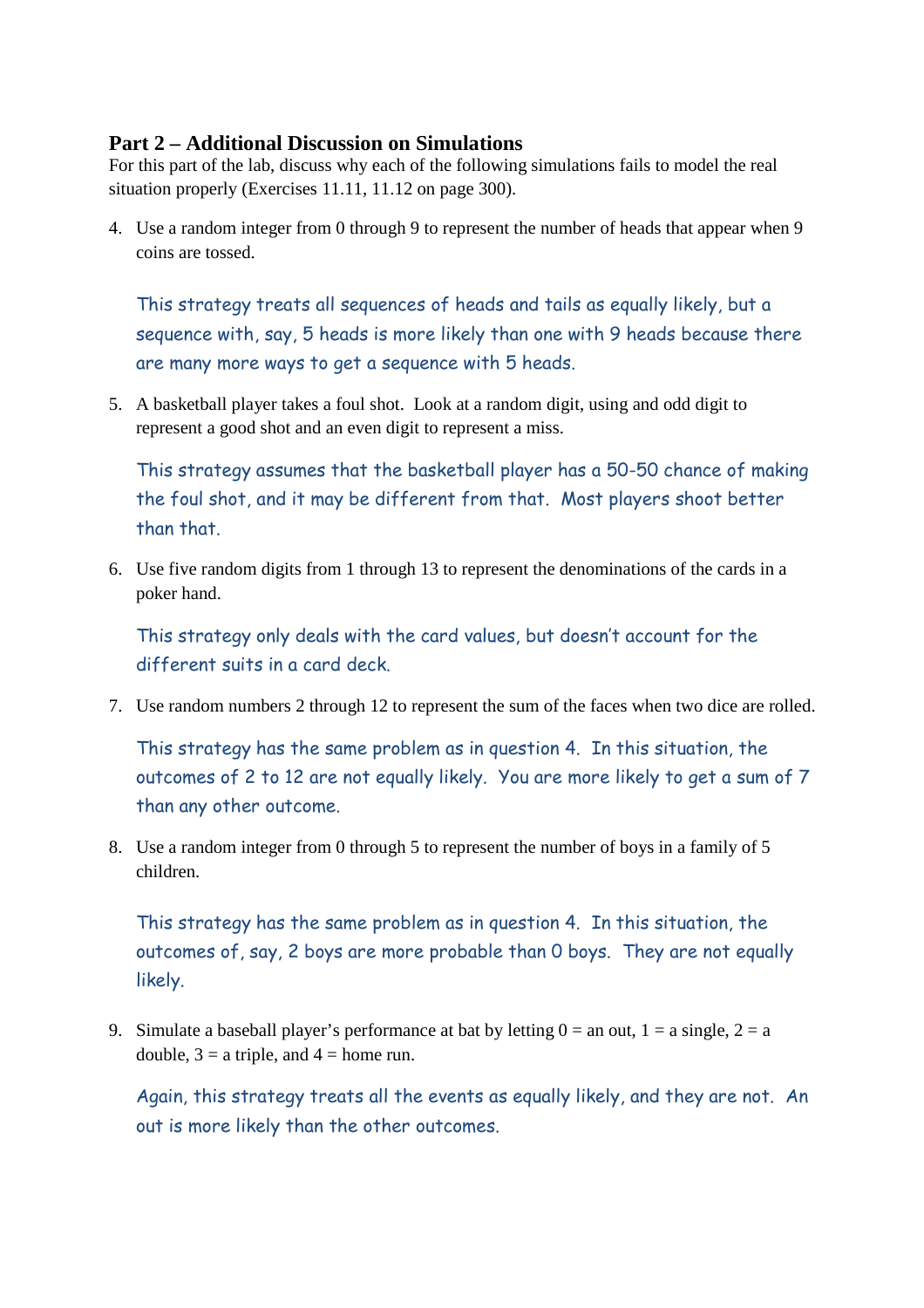## Part 2 – Additional Discussion on Simulations

For this part of the lab, discuss why each of the following simulations fails to model the real situation properly (Exercises 11.11, 11.12 on page 300).

4. Use a random integer from 0 through 9 to represent the number of heads that appear when 9 coins are tossed.

   This strategy treats all sequences of heads and tails as equally likely, but a sequence with, say, 5 heads is more likely than one with 9 heads because there are many more ways to get a sequence with 5 heads.

5. A basketball player takes a foul shot. Look at a random digit, using and odd digit to represent a good shot and an even digit to represent a miss.

   This strategy assumes that the basketball player has a 50-50 chance of making the foul shot, and it may be different from that. Most players shoot better than that.

6. Use five random digits from 1 through 13 to represent the denominations of the cards in a poker hand.

   This strategy only deals with the card values, but doesn't account for the different suits in a card deck.

7. Use random numbers 2 through 12 to represent the sum of the faces when two dice are rolled.

   This strategy has the same problem as in question 4. In this situation, the outcomes of 2 to 12 are not equally likely. You are more likely to get a sum of 7 than any other outcome.

8. Use a random integer from 0 through 5 to represent the number of boys in a family of 5 children.

   This strategy has the same problem as in question 4. In this situation, the outcomes of, say, 2 boys are more probable than 0 boys. They are not equally likely.

9. Simulate a baseball player's performance at bat by letting 0 = an out, 1 = a single, 2 = a double, 3 = a triple, and 4 = home run.

   Again, this strategy treats all the events as equally likely, and they are not. An out is more likely than the other outcomes.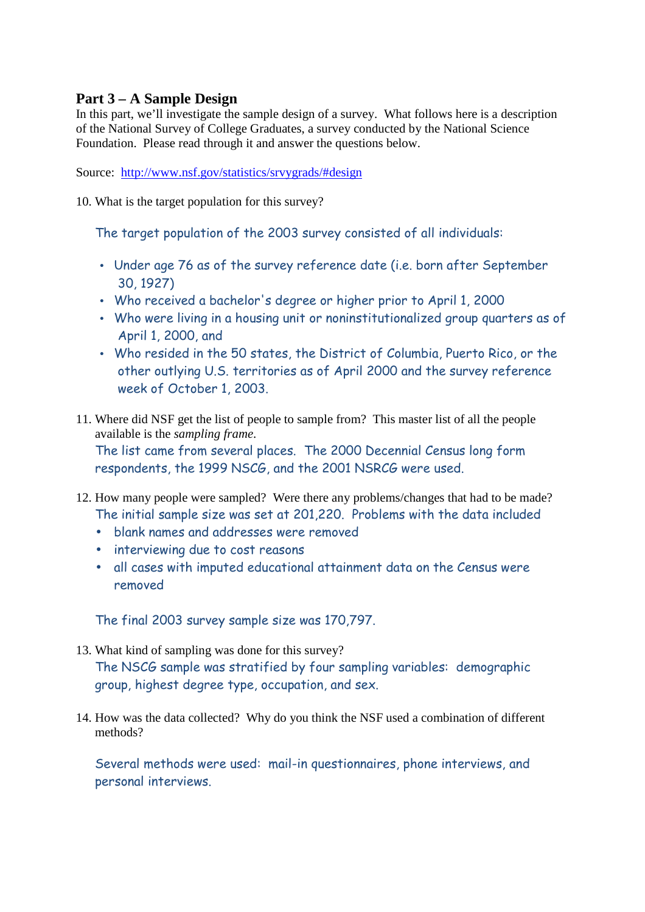## Part 3 – A Sample Design

In this part, we'll investigate the sample design of a survey. What follows here is a description of the National Survey of College Graduates, a survey conducted by the National Science Foundation. Please read through it and answer the questions below.

Source: [http://www.nsf.gov/statistics/srvygrads/#design](http://www.nsf.gov/statistics/srvygrads/#design)

10. What is the target population for this survey?

    The target population of the 2003 survey consisted of all individuals:

    - Under age 76 as of the survey reference date (i.e. born after September 30, 1927)
    - Who received a bachelor's degree or higher prior to April 1, 2000
    - Who were living in a housing unit or noninstitutionalized group quarters as of April 1, 2000, and
    - Who resided in the 50 states, the District of Columbia, Puerto Rico, or the other outlying U.S. territories as of April 2000 and the survey reference week of October 1, 2003.

11. Where did NSF get the list of people to sample from? This master list of all the people available is the *sampling frame*.

    The list came from several places. The 2000 Decennial Census long form respondents, the 1999 NSCG, and the 2001 NSRCG were used.

12. How many people were sampled? Were there any problems/changes that had to be made?

    The initial sample size was set at 201,220. Problems with the data included

    - blank names and addresses were removed
    - interviewing due to cost reasons
    - all cases with imputed educational attainment data on the Census were removed

    The final 2003 survey sample size was 170,797.

13. What kind of sampling was done for this survey?

    The NSCG sample was stratified by four sampling variables: demographic group, highest degree type, occupation, and sex.

14. How was the data collected? Why do you think the NSF used a combination of different methods?

    Several methods were used: mail-in questionnaires, phone interviews, and personal interviews.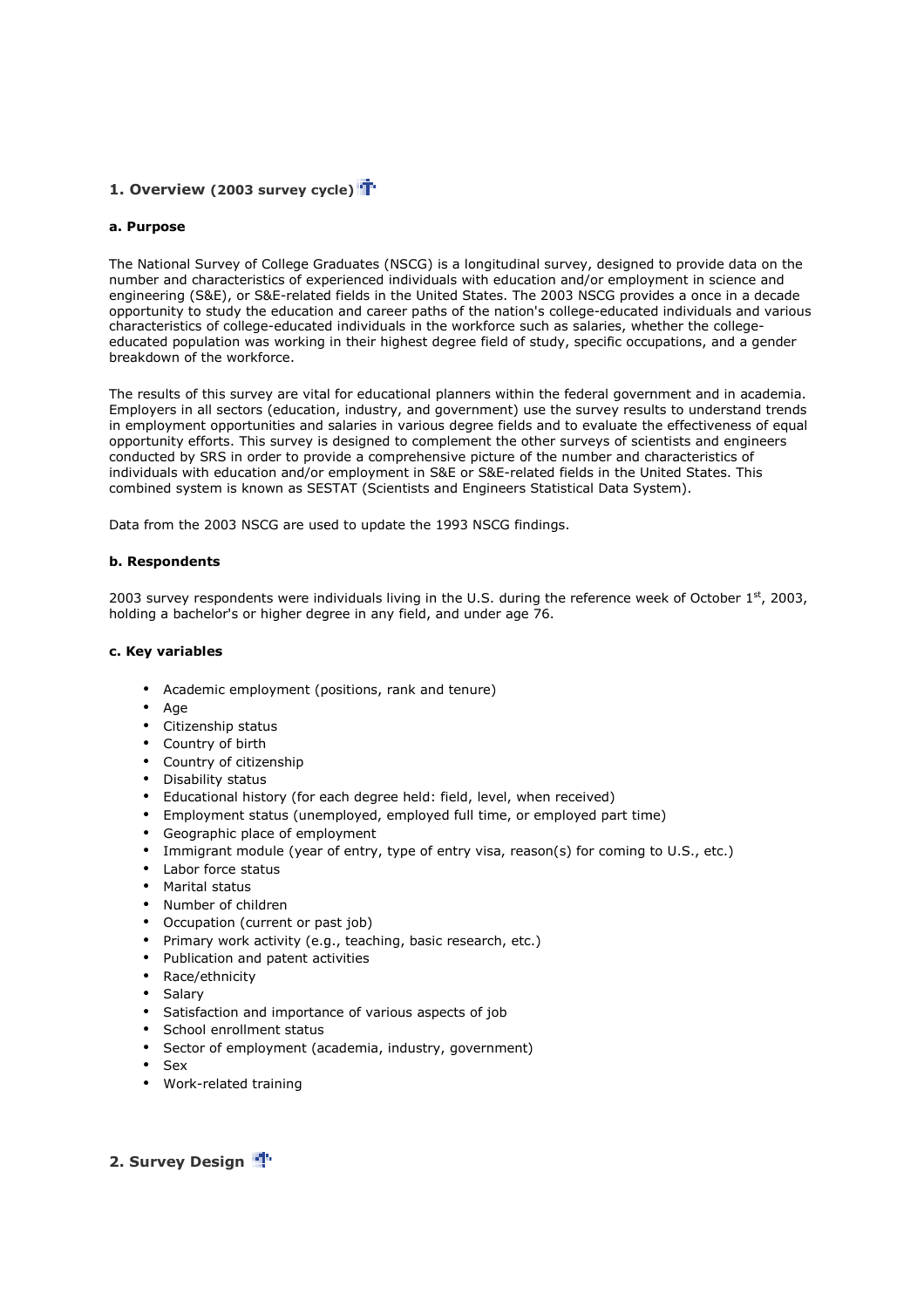## 1. Overview (2003 survey cycle)

### a. Purpose

The National Survey of College Graduates (NSCG) is a longitudinal survey, designed to provide data on the number and characteristics of experienced individuals with education and/or employment in science and engineering (S&E), or S&E-related fields in the United States. The 2003 NSCG provides a once in a decade opportunity to study the education and career paths of the nation's college-educated individuals and various characteristics of college-educated individuals in the workforce such as salaries, whether the college-educated population was working in their highest degree field of study, specific occupations, and a gender breakdown of the workforce.

The results of this survey are vital for educational planners within the federal government and in academia. Employers in all sectors (education, industry, and government) use the survey results to understand trends in employment opportunities and salaries in various degree fields and to evaluate the effectiveness of equal opportunity efforts. This survey is designed to complement the other surveys of scientists and engineers conducted by SRS in order to provide a comprehensive picture of the number and characteristics of individuals with education and/or employment in S&E or S&E-related fields in the United States. This combined system is known as SESTAT (Scientists and Engineers Statistical Data System).

Data from the 2003 NSCG are used to update the 1993 NSCG findings.

### b. Respondents

2003 survey respondents were individuals living in the U.S. during the reference week of October 1st, 2003, holding a bachelor's or higher degree in any field, and under age 76.

### c. Key variables

- Academic employment (positions, rank and tenure)
- Age
- Citizenship status
- Country of birth
- Country of citizenship
- Disability status
- Educational history (for each degree held: field, level, when received)
- Employment status (unemployed, employed full time, or employed part time)
- Geographic place of employment
- Immigrant module (year of entry, type of entry visa, reason(s) for coming to U.S., etc.)
- Labor force status
- Marital status
- Number of children
- Occupation (current or past job)
- Primary work activity (e.g., teaching, basic research, etc.)
- Publication and patent activities
- Race/ethnicity
- Salary
- Satisfaction and importance of various aspects of job
- School enrollment status
- Sector of employment (academia, industry, government)
- Sex
- Work-related training

## 2. Survey Design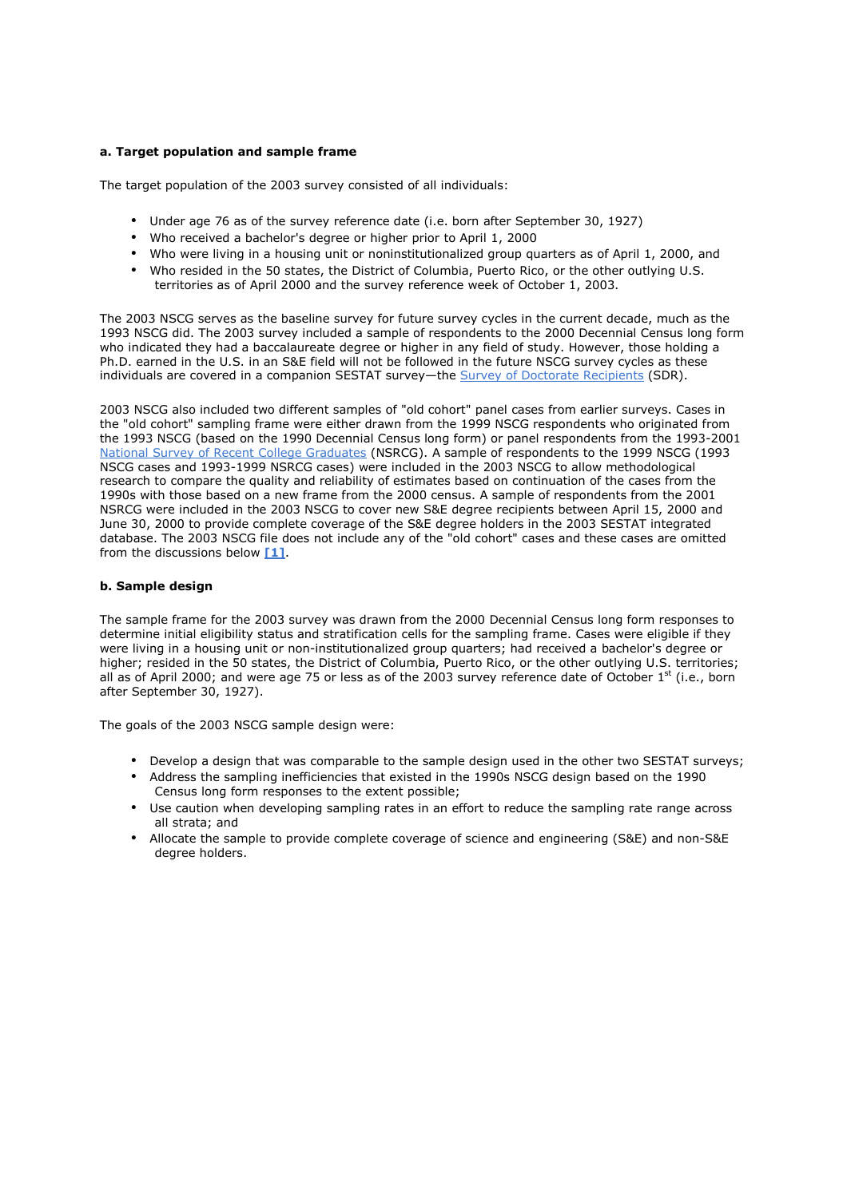**a. Target population and sample frame**

The target population of the 2003 survey consisted of all individuals:

- Under age 76 as of the survey reference date (i.e. born after September 30, 1927)
- Who received a bachelor's degree or higher prior to April 1, 2000
- Who were living in a housing unit or noninstitutionalized group quarters as of April 1, 2000, and
- Who resided in the 50 states, the District of Columbia, Puerto Rico, or the other outlying U.S. territories as of April 2000 and the survey reference week of October 1, 2003.

The 2003 NSCG serves as the baseline survey for future survey cycles in the current decade, much as the 1993 NSCG did. The 2003 survey included a sample of respondents to the 2000 Decennial Census long form who indicated they had a baccalaureate degree or higher in any field of study. However, those holding a Ph.D. earned in the U.S. in an S&E field will not be followed in the future NSCG survey cycles as these individuals are covered in a companion SESTAT survey—the Survey of Doctorate Recipients (SDR).

2003 NSCG also included two different samples of "old cohort" panel cases from earlier surveys. Cases in the "old cohort" sampling frame were either drawn from the 1999 NSCG respondents who originated from the 1993 NSCG (based on the 1990 Decennial Census long form) or panel respondents from the 1993-2001 National Survey of Recent College Graduates (NSRCG). A sample of respondents to the 1999 NSCG (1993 NSCG cases and 1993-1999 NSRCG cases) were included in the 2003 NSCG to allow methodological research to compare the quality and reliability of estimates based on continuation of the cases from the 1990s with those based on a new frame from the 2000 census. A sample of respondents from the 2001 NSRCG were included in the 2003 NSCG to cover new S&E degree recipients between April 15, 2000 and June 30, 2000 to provide complete coverage of the S&E degree holders in the 2003 SESTAT integrated database. The 2003 NSCG file does not include any of the "old cohort" cases and these cases are omitted from the discussions below **[1]**.

**b. Sample design**

The sample frame for the 2003 survey was drawn from the 2000 Decennial Census long form responses to determine initial eligibility status and stratification cells for the sampling frame. Cases were eligible if they were living in a housing unit or non-institutionalized group quarters; had received a bachelor's degree or higher; resided in the 50 states, the District of Columbia, Puerto Rico, or the other outlying U.S. territories; all as of April 2000; and were age 75 or less as of the 2003 survey reference date of October 1st (i.e., born after September 30, 1927).

The goals of the 2003 NSCG sample design were:

- Develop a design that was comparable to the sample design used in the other two SESTAT surveys;
- Address the sampling inefficiencies that existed in the 1990s NSCG design based on the 1990 Census long form responses to the extent possible;
- Use caution when developing sampling rates in an effort to reduce the sampling rate range across all strata; and
- Allocate the sample to provide complete coverage of science and engineering (S&E) and non-S&E degree holders.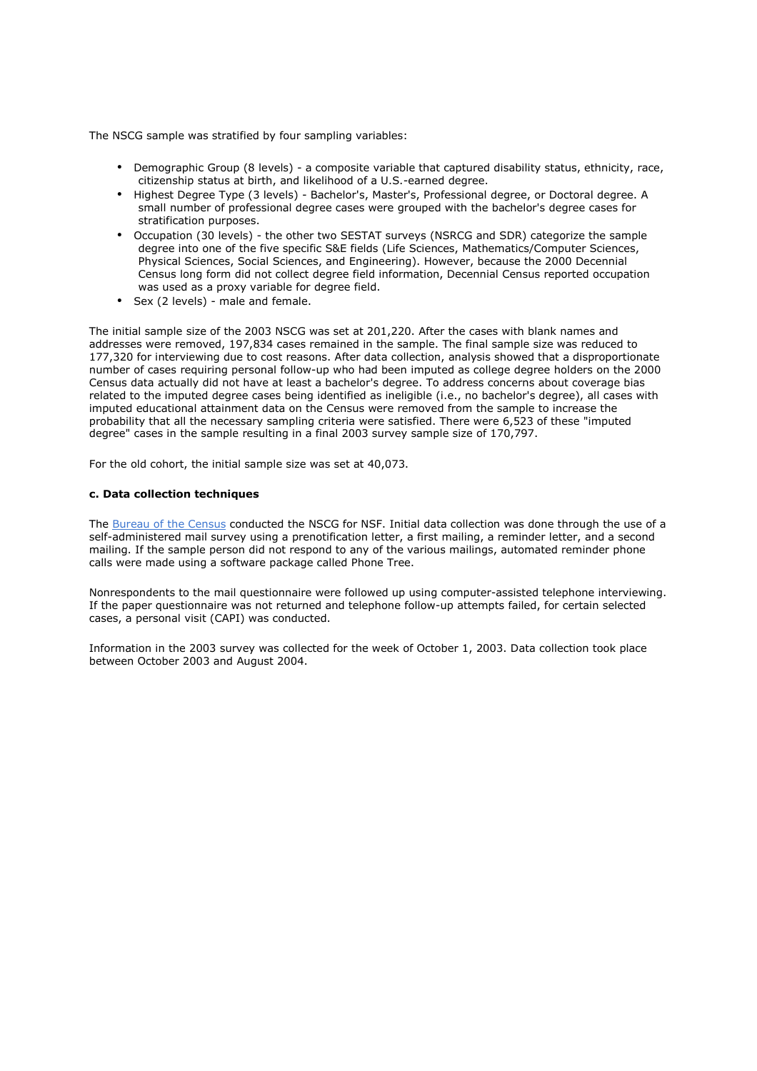The NSCG sample was stratified by four sampling variables:

- Demographic Group (8 levels) - a composite variable that captured disability status, ethnicity, race, citizenship status at birth, and likelihood of a U.S.-earned degree.
- Highest Degree Type (3 levels) - Bachelor's, Master's, Professional degree, or Doctoral degree. A small number of professional degree cases were grouped with the bachelor's degree cases for stratification purposes.
- Occupation (30 levels) - the other two SESTAT surveys (NSRCG and SDR) categorize the sample degree into one of the five specific S&E fields (Life Sciences, Mathematics/Computer Sciences, Physical Sciences, Social Sciences, and Engineering). However, because the 2000 Decennial Census long form did not collect degree field information, Decennial Census reported occupation was used as a proxy variable for degree field.
- Sex (2 levels) - male and female.

The initial sample size of the 2003 NSCG was set at 201,220. After the cases with blank names and addresses were removed, 197,834 cases remained in the sample. The final sample size was reduced to 177,320 for interviewing due to cost reasons. After data collection, analysis showed that a disproportionate number of cases requiring personal follow-up who had been imputed as college degree holders on the 2000 Census data actually did not have at least a bachelor's degree. To address concerns about coverage bias related to the imputed degree cases being identified as ineligible (i.e., no bachelor's degree), all cases with imputed educational attainment data on the Census were removed from the sample to increase the probability that all the necessary sampling criteria were satisfied. There were 6,523 of these "imputed degree" cases in the sample resulting in a final 2003 survey sample size of 170,797.

For the old cohort, the initial sample size was set at 40,073.

**c. Data collection techniques**

The Bureau of the Census conducted the NSCG for NSF. Initial data collection was done through the use of a self-administered mail survey using a prenotification letter, a first mailing, a reminder letter, and a second mailing. If the sample person did not respond to any of the various mailings, automated reminder phone calls were made using a software package called Phone Tree.

Nonrespondents to the mail questionnaire were followed up using computer-assisted telephone interviewing. If the paper questionnaire was not returned and telephone follow-up attempts failed, for certain selected cases, a personal visit (CAPI) was conducted.

Information in the 2003 survey was collected for the week of October 1, 2003. Data collection took place between October 2003 and August 2004.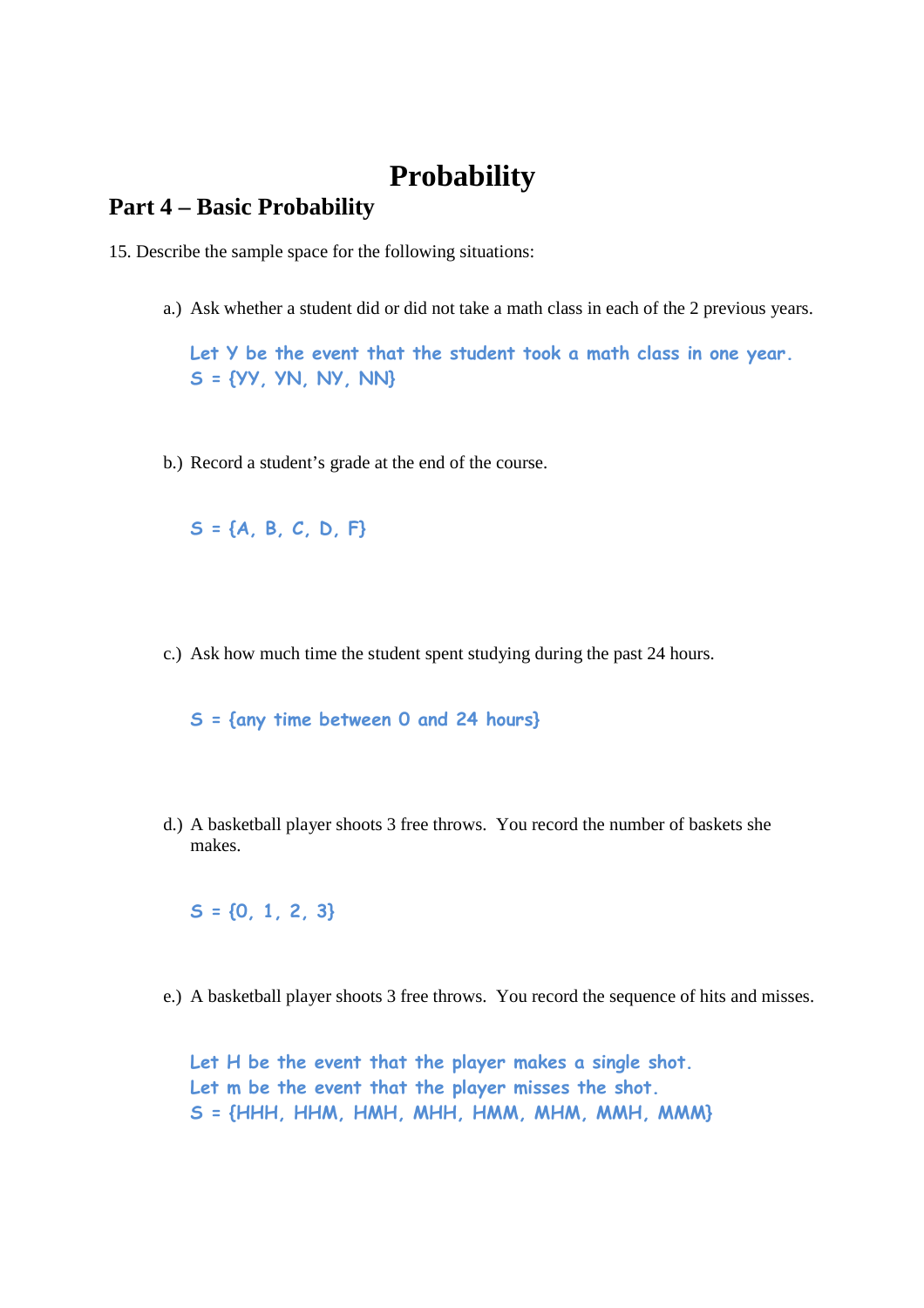# Probability

## Part 4 – Basic Probability

15. Describe the sample space for the following situations:

a.) Ask whether a student did or did not take a math class in each of the 2 previous years.

Let Y be the event that the student took a math class in one year.
S = {YY, YN, NY, NN}

b.) Record a student's grade at the end of the course.

S = {A, B, C, D, F}

c.) Ask how much time the student spent studying during the past 24 hours.

S = {any time between 0 and 24 hours}

d.) A basketball player shoots 3 free throws. You record the number of baskets she makes.

S = {0, 1, 2, 3}

e.) A basketball player shoots 3 free throws. You record the sequence of hits and misses.

Let H be the event that the player makes a single shot.
Let m be the event that the player misses the shot.
S = {HHH, HHM, HMH, MHH, HMM, MHM, MMH, MMM}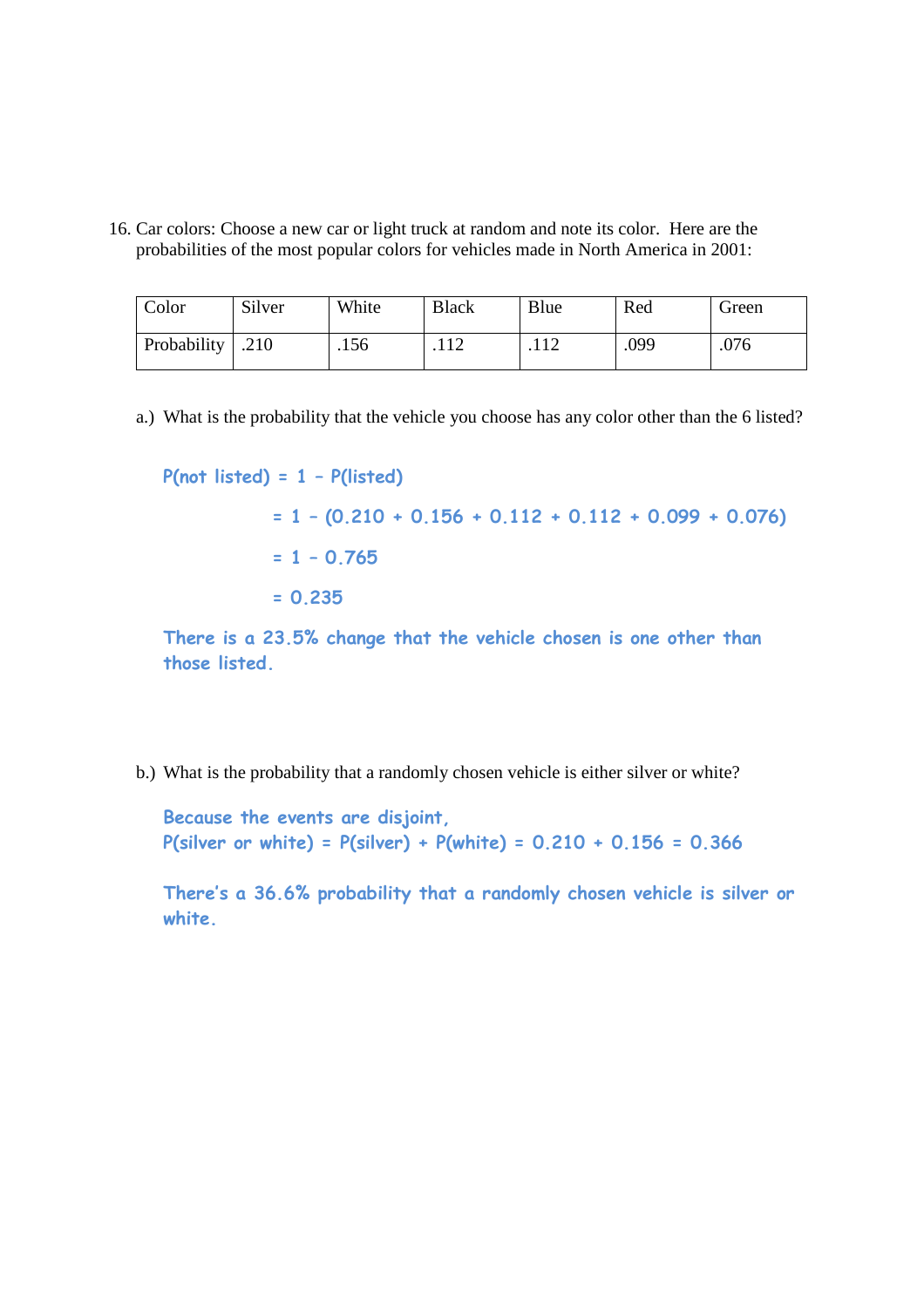16. Car colors: Choose a new car or light truck at random and note its color. Here are the probabilities of the most popular colors for vehicles made in North America in 2001:

| Color | Silver | White | Black | Blue | Red | Green |
|---|---|---|---|---|---|---|
| Probability | .210 | .156 | .112 | .112 | .099 | .076 |

a.) What is the probability that the vehicle you choose has any color other than the 6 listed?

P(not listed) = 1 – P(listed)

= 1 – (0.210 + 0.156 + 0.112 + 0.112 + 0.099 + 0.076)

= 1 – 0.765

= 0.235

There is a 23.5% change that the vehicle chosen is one other than those listed.

b.) What is the probability that a randomly chosen vehicle is either silver or white?

Because the events are disjoint,
P(silver or white) = P(silver) + P(white) = 0.210 + 0.156 = 0.366

There's a 36.6% probability that a randomly chosen vehicle is silver or white.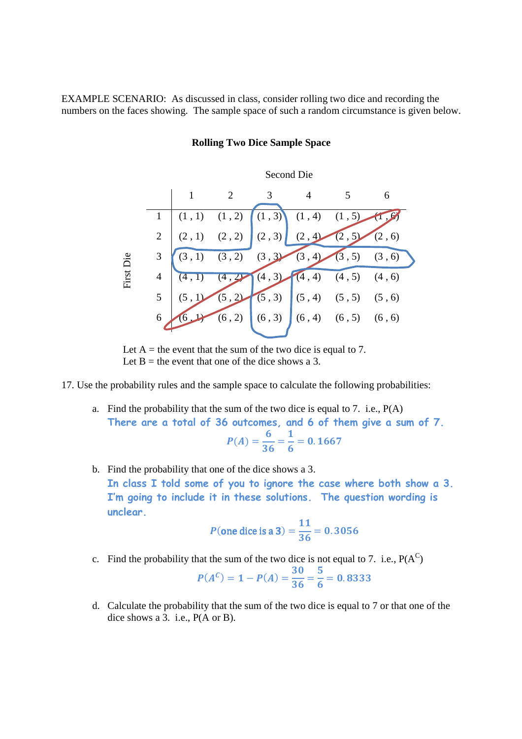EXAMPLE SCENARIO: As discussed in class, consider rolling two dice and recording the numbers on the faces showing. The sample space of such a random circumstance is given below.

**Rolling Two Dice Sample Space**

| First Die \ Second Die | 1 | 2 | 3 | 4 | 5 | 6 |
|---|---|---|---|---|---|---|
| 1 | (1 , 1) | (1 , 2) | (1 , 3) | (1 , 4) | (1 , 5) | (1 , 6) |
| 2 | (2 , 1) | (2 , 2) | (2 , 3) | (2 , 4) | (2 , 5) | (2 , 6) |
| 3 | (3 , 1) | (3 , 2) | (3 , 3) | (3 , 4) | (3 , 5) | (3 , 6) |
| 4 | (4 , 1) | (4 , 2) | (4 , 3) | (4 , 4) | (4 , 5) | (4 , 6) |
| 5 | (5 , 1) | (5 , 2) | (5 , 3) | (5 , 4) | (5 , 5) | (5 , 6) |
| 6 | (6 , 1) | (6 , 2) | (6 , 3) | (6 , 4) | (6 , 5) | (6 , 6) |

Let A = the event that the sum of the two dice is equal to 7.
Let B = the event that one of the dice shows a 3.

17. Use the probability rules and the sample space to calculate the following probabilities:

a. Find the probability that the sum of the two dice is equal to 7. i.e., P(A)

There are a total of 36 outcomes, and 6 of them give a sum of 7.

$$P(A) = \frac{6}{36} = \frac{1}{6} = 0.1667$$

b. Find the probability that one of the dice shows a 3.

In class I told some of you to ignore the case where both show a 3. I'm going to include it in these solutions. The question wording is unclear.

$$P(\text{one dice is a 3}) = \frac{11}{36} = 0.3056$$

c. Find the probability that the sum of the two dice is not equal to 7. i.e., $P(A^C)$

$$P(A^C) = 1 - P(A) = \frac{30}{36} = \frac{5}{6} = 0.8333$$

d. Calculate the probability that the sum of the two dice is equal to 7 or that one of the dice shows a 3. i.e., P(A or B).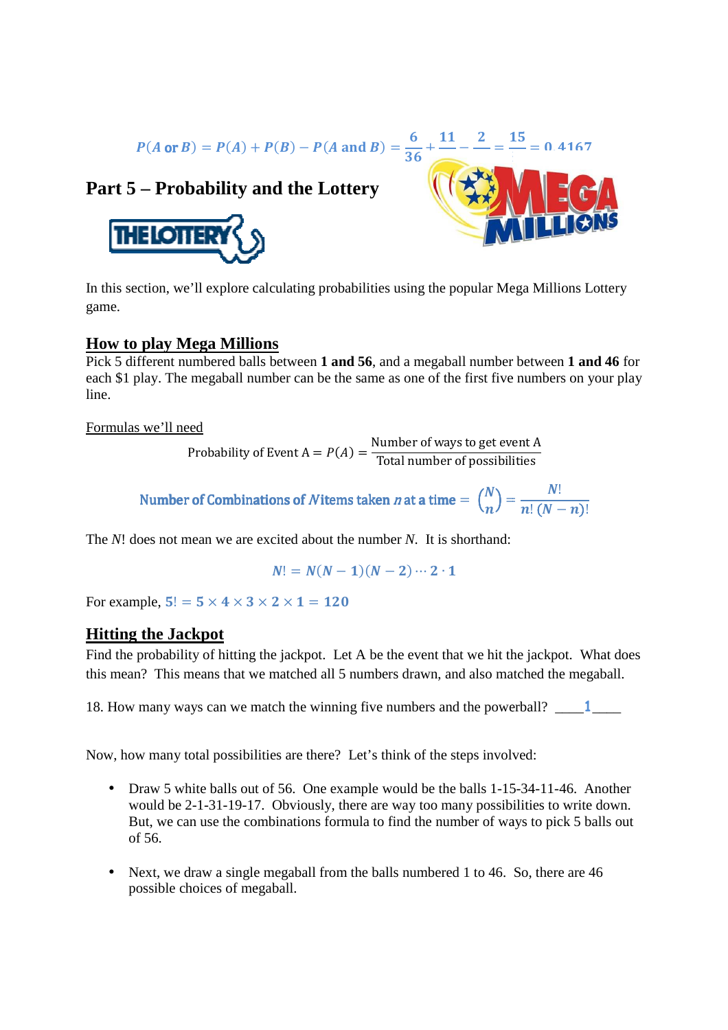$$P(A \text{ or } B) = P(A) + P(B) - P(A \text{ and } B) = \frac{6}{36} + \frac{11}{} - \frac{2}{} = \frac{15}{} = 0.4167$$

## Part 5 – Probability and the Lottery

In this section, we'll explore calculating probabilities using the popular Mega Millions Lottery game.

### How to play Mega Millions

Pick 5 different numbered balls between **1 and 56**, and a megaball number between **1 and 46** for each $1 play. The megaball number can be the same as one of the first five numbers on your play line.

Formulas we'll need

$$\text{Probability of Event A} = P(A) = \frac{\text{Number of ways to get event A}}{\text{Total number of possibilities}}$$

$$\text{Number of Combinations of } N \text{ items taken } n \text{ at a time} = \binom{N}{n} = \frac{N!}{n!\,(N-n)!}$$

The $N!$ does not mean we are excited about the number $N$. It is shorthand:

$$N! = N(N-1)(N-2)\cdots 2 \cdot 1$$

For example, $5! = 5 \times 4 \times 3 \times 2 \times 1 = 120$

### Hitting the Jackpot

Find the probability of hitting the jackpot. Let A be the event that we hit the jackpot. What does this mean? This means that we matched all 5 numbers drawn, and also matched the megaball.

18. How many ways can we match the winning five numbers and the powerball? ____1____

Now, how many total possibilities are there? Let's think of the steps involved:

- Draw 5 white balls out of 56. One example would be the balls 1-15-34-11-46. Another would be 2-1-31-19-17. Obviously, there are way too many possibilities to write down. But, we can use the combinations formula to find the number of ways to pick 5 balls out of 56.
- Next, we draw a single megaball from the balls numbered 1 to 46. So, there are 46 possible choices of megaball.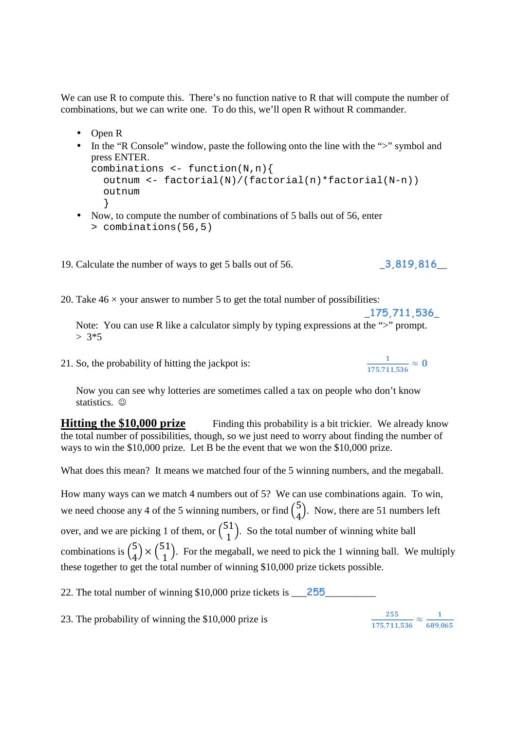We can use R to compute this. There's no function native to R that will compute the number of combinations, but we can write one. To do this, we'll open R without R commander.

- Open R
- In the "R Console" window, paste the following onto the line with the ">" symbol and press ENTER.
```
combinations <- function(N,n){
  outnum <- factorial(N)/(factorial(n)*factorial(N-n))
  outnum
  }
```
- Now, to compute the number of combinations of 5 balls out of 56, enter
```
> combinations(56,5)
```

19. Calculate the number of ways to get 5 balls out of 56. _3,819,816__

20. Take 46 × your answer to number 5 to get the total number of possibilities: _175,711,536_

    Note: You can use R like a calculator simply by typing expressions at the ">" prompt.
    > 3*5

21. So, the probability of hitting the jackpot is: $\frac{1}{175{,}711{,}536} \approx 0$

    Now you can see why lotteries are sometimes called a tax on people who don't know statistics. ☺

**Hitting the $10,000 prize** Finding this probability is a bit trickier. We already know the total number of possibilities, though, so we just need to worry about finding the number of ways to win the $10,000 prize. Let B be the event that we won the $10,000 prize.

What does this mean? It means we matched four of the 5 winning numbers, and the megaball.

How many ways can we match 4 numbers out of 5? We can use combinations again. To win, we need choose any 4 of the 5 winning numbers, or find $\binom{5}{4}$. Now, there are 51 numbers left over, and we are picking 1 of them, or $\binom{51}{1}$. So the total number of winning white ball combinations is $\binom{5}{4} \times \binom{51}{1}$. For the megaball, we need to pick the 1 winning ball. We multiply these together to get the total number of winning $10,000 prize tickets possible.

22. The total number of winning $10,000 prize tickets is ___255__________

23. The probability of winning the $10,000 prize is $\frac{255}{175{,}711{,}536} \approx \frac{1}{689{,}065}$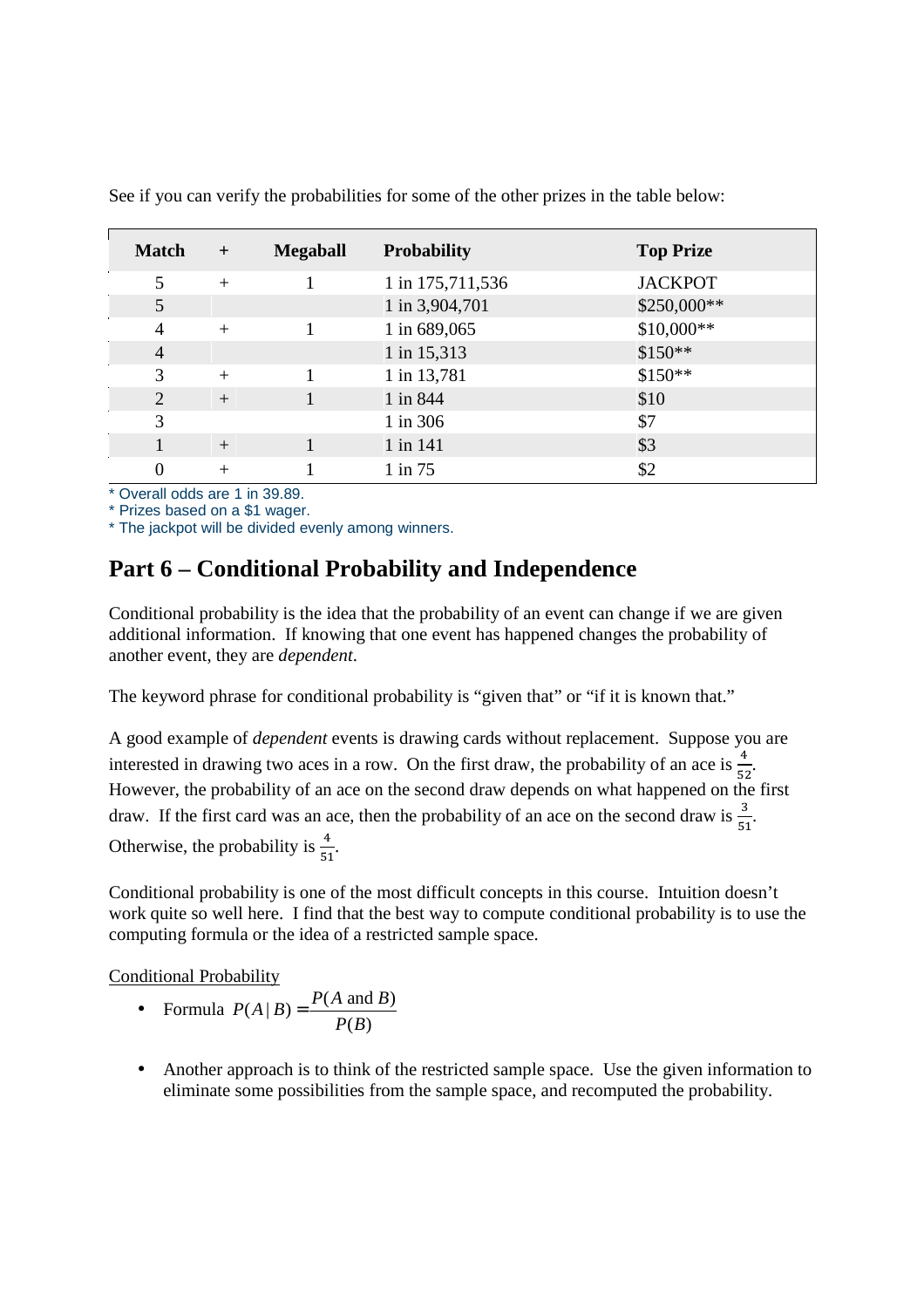See if you can verify the probabilities for some of the other prizes in the table below:

| Match | + | Megaball | Probability | Top Prize |
|---|---|---|---|---|
| 5 | + | 1 | 1 in 175,711,536 | JACKPOT |
| 5 | | | 1 in 3,904,701 | $250,000** |
| 4 | + | 1 | 1 in 689,065 | $10,000** |
| 4 | | | 1 in 15,313 | $150** |
| 3 | + | 1 | 1 in 13,781 | $150** |
| 2 | + | 1 | 1 in 844 | $10 |
| 3 | | | 1 in 306 | $7 |
| 1 | + | 1 | 1 in 141 | $3 |
| 0 | + | 1 | 1 in 75 | $2 |

* Overall odds are 1 in 39.89.
* Prizes based on a $1 wager.
* The jackpot will be divided evenly among winners.

## Part 6 – Conditional Probability and Independence

Conditional probability is the idea that the probability of an event can change if we are given additional information. If knowing that one event has happened changes the probability of another event, they are *dependent*.

The keyword phrase for conditional probability is "given that" or "if it is known that."

A good example of *dependent* events is drawing cards without replacement. Suppose you are interested in drawing two aces in a row. On the first draw, the probability of an ace is $\frac{4}{52}$. However, the probability of an ace on the second draw depends on what happened on the first draw. If the first card was an ace, then the probability of an ace on the second draw is $\frac{3}{51}$. Otherwise, the probability is $\frac{4}{51}$.

Conditional probability is one of the most difficult concepts in this course. Intuition doesn't work quite so well here. I find that the best way to compute conditional probability is to use the computing formula or the idea of a restricted sample space.

Conditional Probability

- Formula $P(A\,|\,B) = \dfrac{P(A \text{ and } B)}{P(B)}$

- Another approach is to think of the restricted sample space. Use the given information to eliminate some possibilities from the sample space, and recomputed the probability.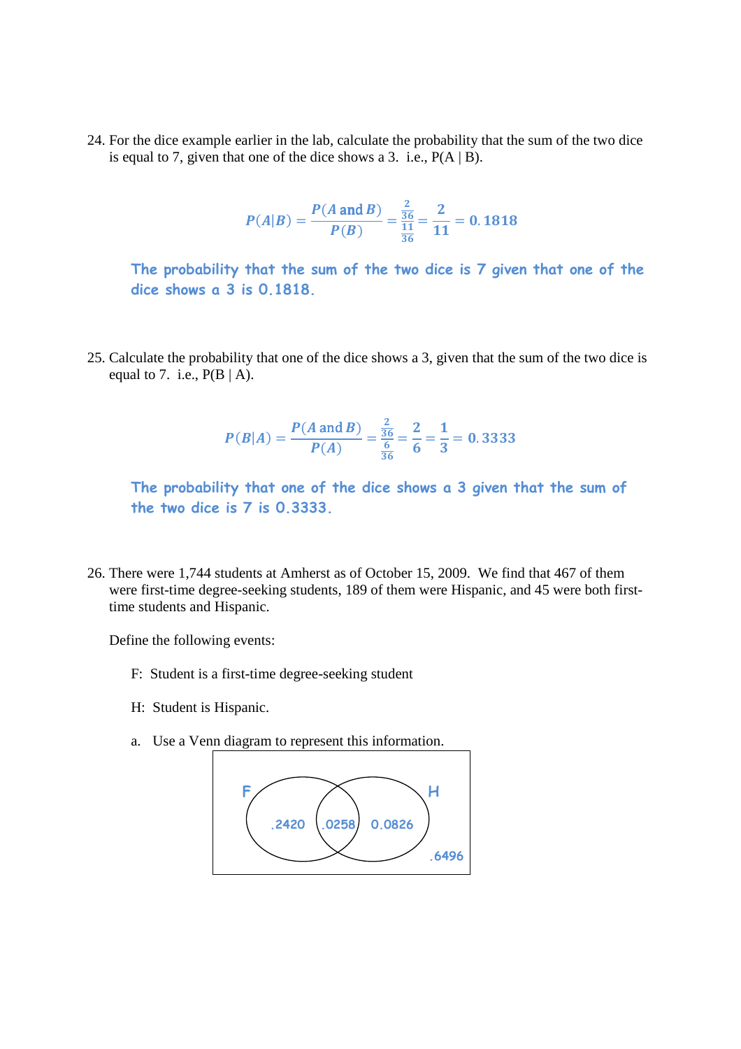24. For the dice example earlier in the lab, calculate the probability that the sum of the two dice is equal to 7, given that one of the dice shows a 3. i.e., P(A | B).

$$P(A|B) = \frac{P(A \text{ and } B)}{P(B)} = \frac{\frac{2}{36}}{\frac{11}{36}} = \frac{2}{11} = 0.1818$$

The probability that the sum of the two dice is 7 given that one of the dice shows a 3 is 0.1818.

25. Calculate the probability that one of the dice shows a 3, given that the sum of the two dice is equal to 7. i.e., P(B | A).

$$P(B|A) = \frac{P(A \text{ and } B)}{P(A)} = \frac{\frac{2}{36}}{\frac{6}{36}} = \frac{2}{6} = \frac{1}{3} = 0.3333$$

The probability that one of the dice shows a 3 given that the sum of the two dice is 7 is 0.3333.

26. There were 1,744 students at Amherst as of October 15, 2009. We find that 467 of them were first-time degree-seeking students, 189 of them were Hispanic, and 45 were both first-time students and Hispanic.

Define the following events:

F: Student is a first-time degree-seeking student

H: Student is Hispanic.

a. Use a Venn diagram to represent this information.

F: .2420 | F and H: .0258 | H: 0.0826 | Outside: .6496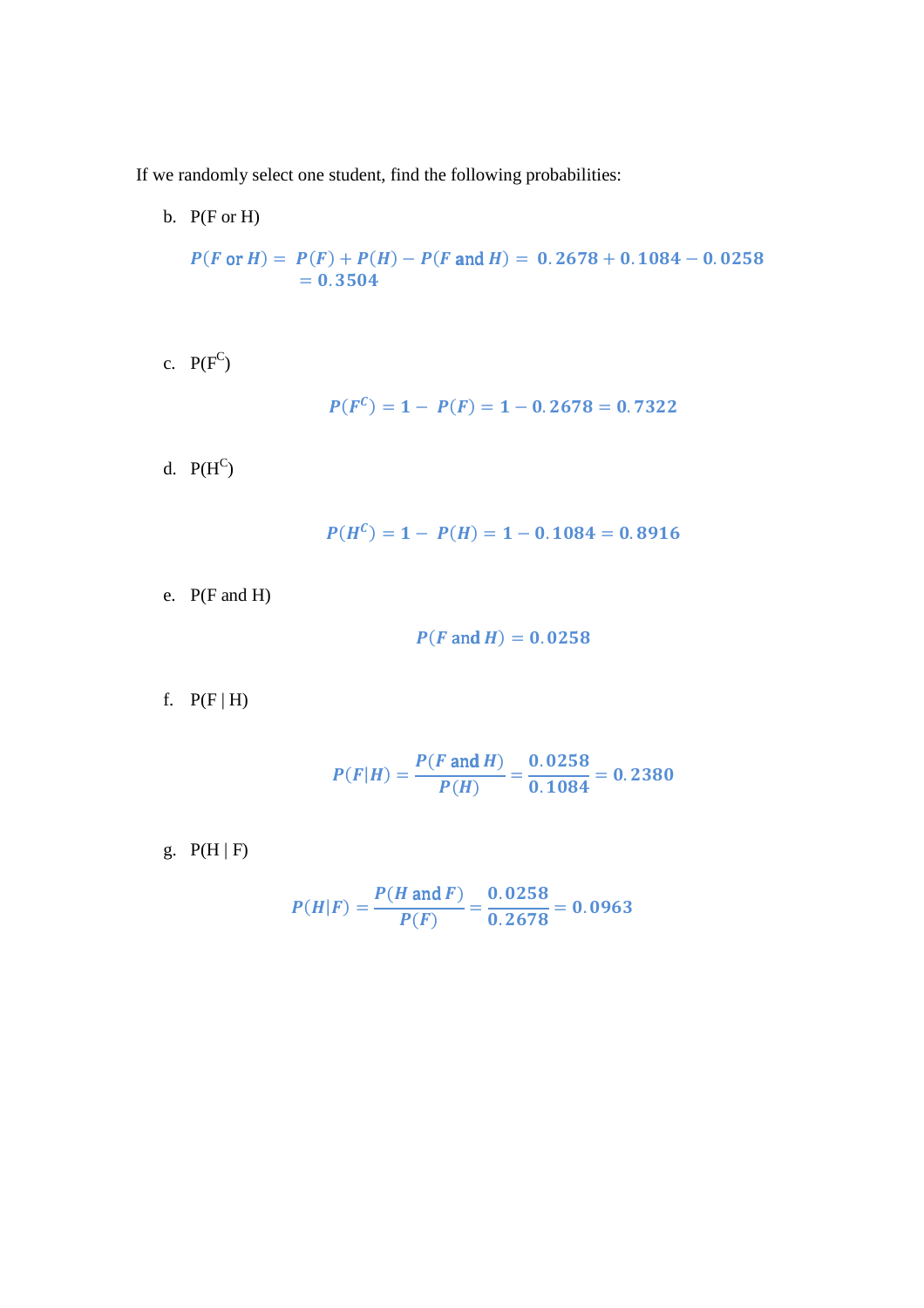If we randomly select one student, find the following probabilities:

b. P(F or H)

$$P(F \text{ or } H) = P(F) + P(H) - P(F \text{ and } H) = 0.2678 + 0.1084 - 0.0258 = 0.3504$$

c. $P(F^C)$

$$P(F^C) = 1 - P(F) = 1 - 0.2678 = 0.7322$$

d. $P(H^C)$

$$P(H^C) = 1 - P(H) = 1 - 0.1084 = 0.8916$$

e. P(F and H)

$$P(F \text{ and } H) = 0.0258$$

f. P(F | H)

$$P(F|H) = \frac{P(F \text{ and } H)}{P(H)} = \frac{0.0258}{0.1084} = 0.2380$$

g. P(H | F)

$$P(H|F) = \frac{P(H \text{ and } F)}{P(F)} = \frac{0.0258}{0.2678} = 0.0963$$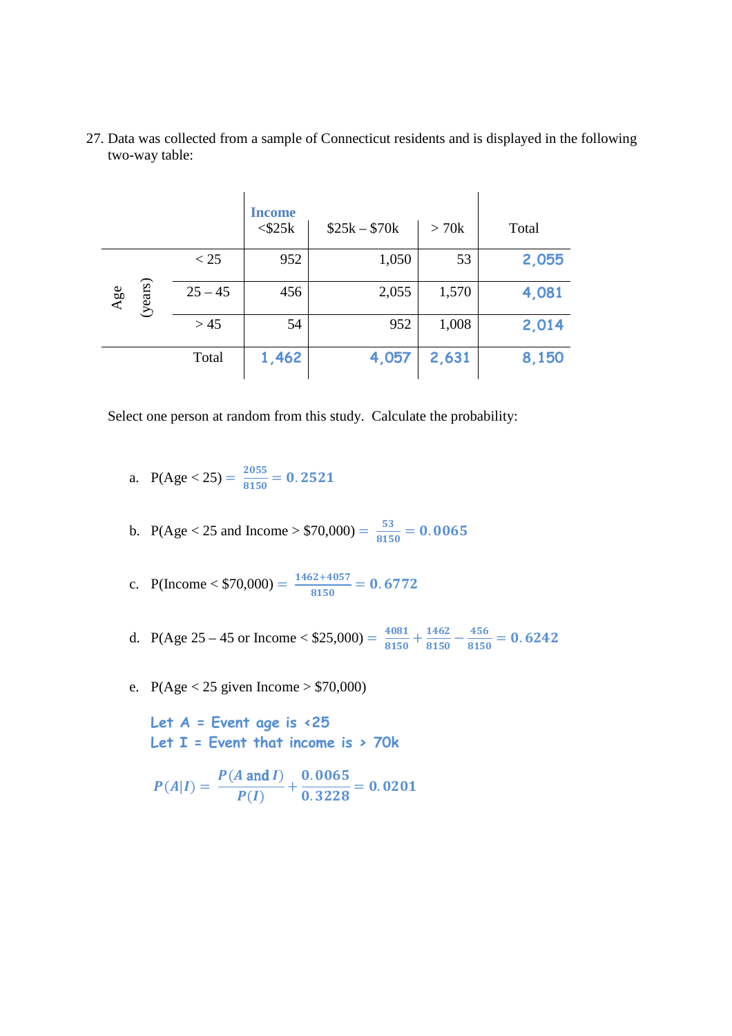27. Data was collected from a sample of Connecticut residents and is displayed in the following two-way table:

| | | Income <\$25k | \$25k – \$70k | > 70k | Total |
|---|---|---|---|---|---|
| Age (years) | < 25 | 952 | 1,050 | 53 | 2,055 |
| | 25 – 45 | 456 | 2,055 | 1,570 | 4,081 |
| | > 45 | 54 | 952 | 1,008 | 2,014 |
| | Total | 1,462 | 4,057 | 2,631 | 8,150 |

Select one person at random from this study. Calculate the probability:

a. P(Age < 25) $= \frac{2055}{8150} = 0.2521$

b. P(Age < 25 and Income > \$70,000) $= \frac{53}{8150} = 0.0065$

c. P(Income < \$70,000) $= \frac{1462+4057}{8150} = 0.6772$

d. P(Age 25 – 45 or Income < \$25,000) $= \frac{4081}{8150} + \frac{1462}{8150} - \frac{456}{8150} = 0.6242$

e. P(Age < 25 given Income > \$70,000)

Let A = Event age is <25
Let I = Event that income is > 70k

$$P(A|I) = \frac{P(A \text{ and } I)}{P(I)} + \frac{0.0065}{0.3228} = 0.0201$$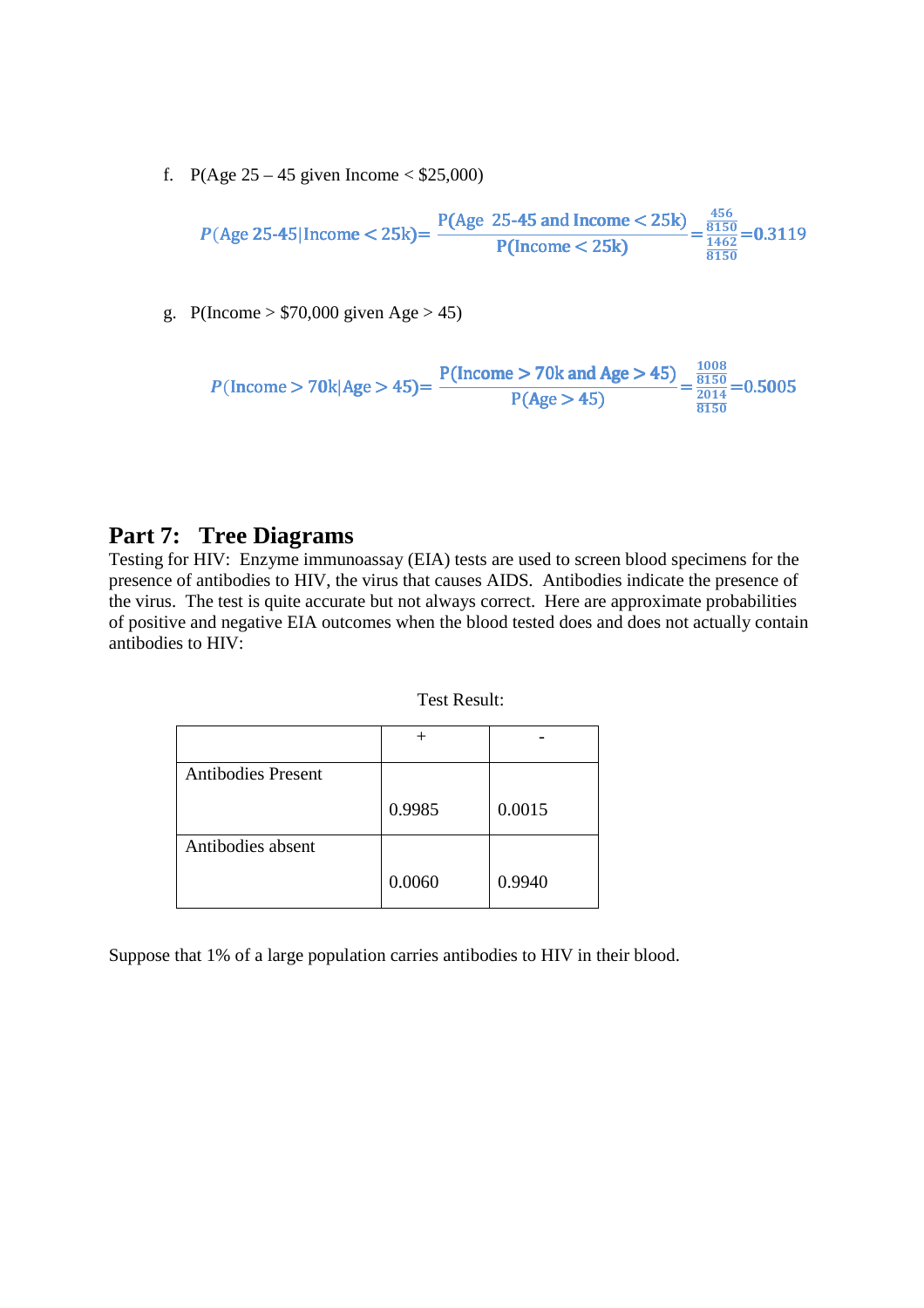f. P(Age 25 – 45 given Income < $25,000)

$$P(\text{Age 25-45}|\text{Income} < 25\text{k}) = \frac{\text{P(Age 25-45 and Income} < 25\text{k)}}{\text{P(Income} < 25\text{k)}} = \frac{\frac{456}{8150}}{\frac{1462}{8150}} = 0.3119$$

g. P(Income > $70,000 given Age > 45)

$$P(\text{Income} > 70\text{k}|\text{Age} > 45) = \frac{\text{P(Income} > 70\text{k and Age} > 45)}{\text{P(Age} > 45)} = \frac{\frac{1008}{8150}}{\frac{2014}{8150}} = 0.5005$$

## Part 7: Tree Diagrams

Testing for HIV: Enzyme immunoassay (EIA) tests are used to screen blood specimens for the presence of antibodies to HIV, the virus that causes AIDS. Antibodies indicate the presence of the virus. The test is quite accurate but not always correct. Here are approximate probabilities of positive and negative EIA outcomes when the blood tested does and does not actually contain antibodies to HIV:

Test Result:

| | + | - |
|---|---|---|
| Antibodies Present | 0.9985 | 0.0015 |
| Antibodies absent | 0.0060 | 0.9940 |

Suppose that 1% of a large population carries antibodies to HIV in their blood.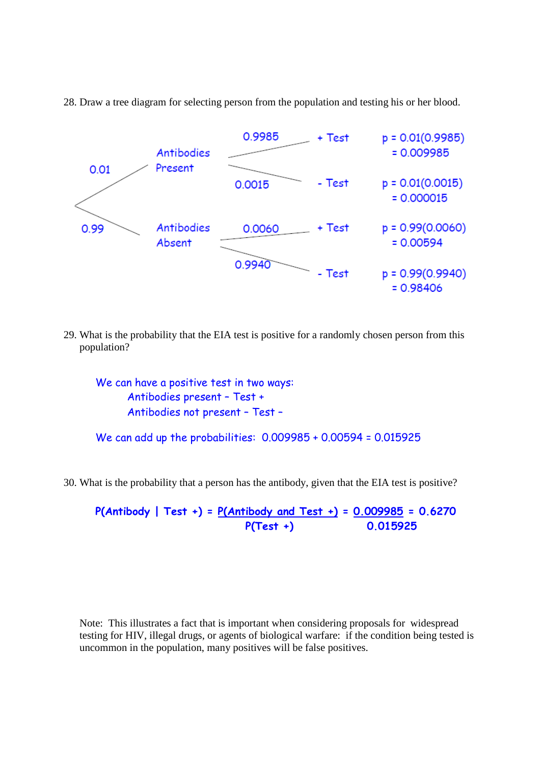28. Draw a tree diagram for selecting person from the population and testing his or her blood.

0.01

Antibodies Present

0.9985

+ Test

$p = 0.01(0.9985)$
$= 0.009985$

0.0015

- Test

$p = 0.01(0.0015)$
$= 0.000015$

0.99

Antibodies Absent

0.0060

+ Test

$p = 0.99(0.0060)$
$= 0.00594$

0.9940

- Test

$p = 0.99(0.9940)$
$= 0.98406$

29. What is the probability that the EIA test is positive for a randomly chosen person from this population?

We can have a positive test in two ways:

Antibodies present – Test +

Antibodies not present – Test –

We can add up the probabilities: $0.009985 + 0.00594 = 0.015925$

30. What is the probability that a person has the antibody, given that the EIA test is positive?

$$P(\text{Antibody} \mid \text{Test } +) = \frac{P(\text{Antibody and Test } +)}{P(\text{Test } +)} = \frac{0.009985}{0.015925} = 0.6270$$

Note: This illustrates a fact that is important when considering proposals for widespread testing for HIV, illegal drugs, or agents of biological warfare: if the condition being tested is uncommon in the population, many positives will be false positives.